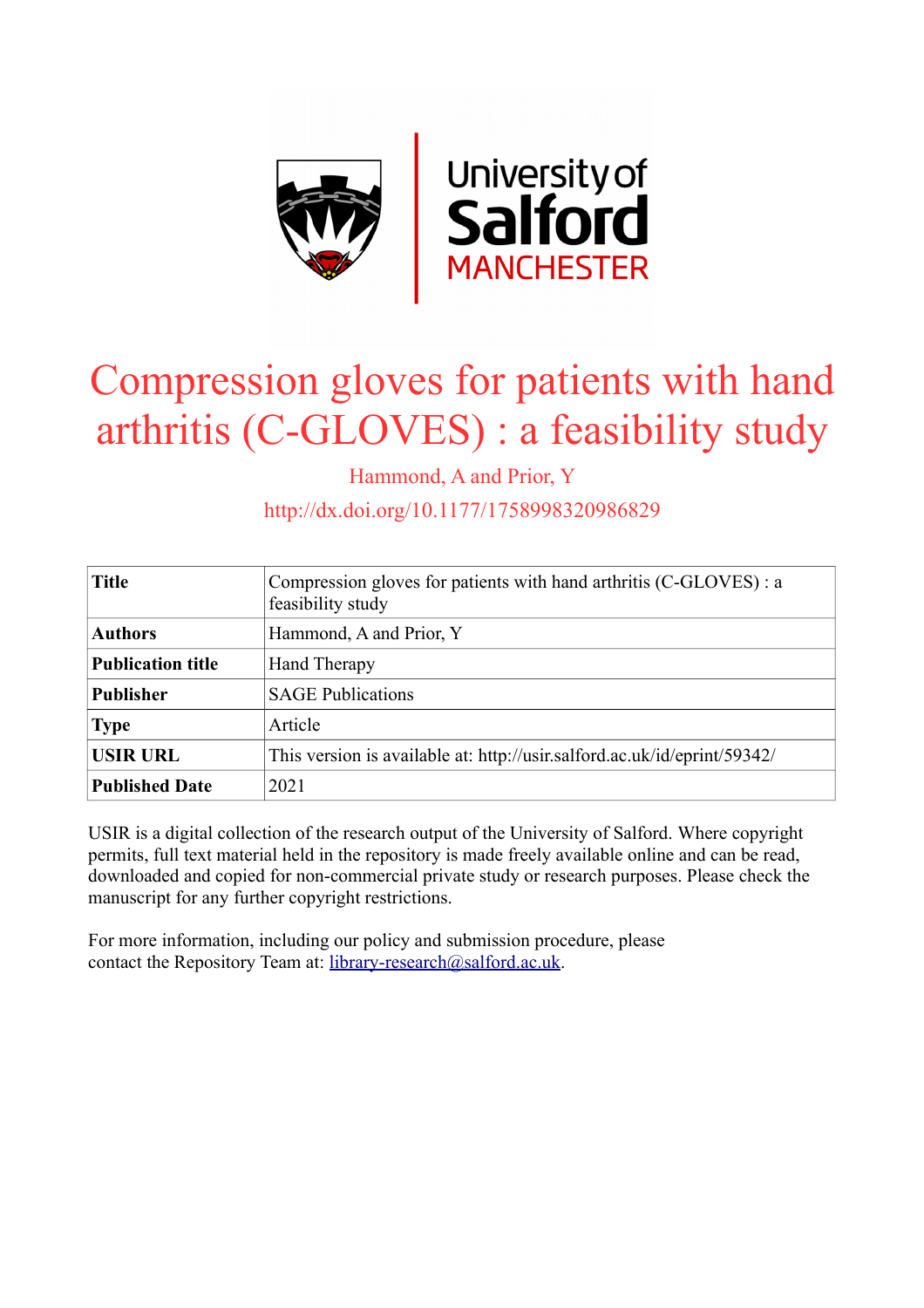# Compression gloves for patients with hand arthritis (C-GLOVES) : a feasibility study

Hammond, A and Prior, Y

http://dx.doi.org/10.1177/1758998320986829

| | |
|---|---|
| **Title** | Compression gloves for patients with hand arthritis (C-GLOVES) : a feasibility study |
| **Authors** | Hammond, A and Prior, Y |
| **Publication title** | Hand Therapy |
| **Publisher** | SAGE Publications |
| **Type** | Article |
| **USIR URL** | This version is available at: http://usir.salford.ac.uk/id/eprint/59342/ |
| **Published Date** | 2021 |

USIR is a digital collection of the research output of the University of Salford. Where copyright permits, full text material held in the repository is made freely available online and can be read, downloaded and copied for non-commercial private study or research purposes. Please check the manuscript for any further copyright restrictions.

For more information, including our policy and submission procedure, please contact the Repository Team at: library-research@salford.ac.uk.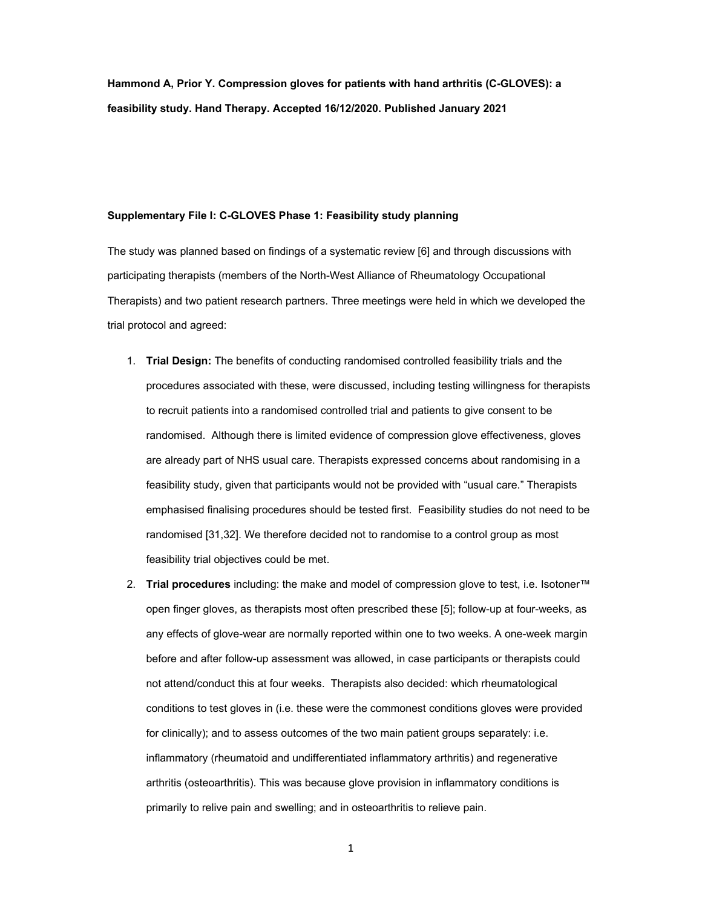**Hammond A, Prior Y. Compression gloves for patients with hand arthritis (C-GLOVES): a feasibility study. Hand Therapy. Accepted 16/12/2020. Published January 2021**

**Supplementary File I: C-GLOVES Phase 1: Feasibility study planning**

The study was planned based on findings of a systematic review [6] and through discussions with participating therapists (members of the North-West Alliance of Rheumatology Occupational Therapists) and two patient research partners. Three meetings were held in which we developed the trial protocol and agreed:

1. **Trial Design:** The benefits of conducting randomised controlled feasibility trials and the procedures associated with these, were discussed, including testing willingness for therapists to recruit patients into a randomised controlled trial and patients to give consent to be randomised. Although there is limited evidence of compression glove effectiveness, gloves are already part of NHS usual care. Therapists expressed concerns about randomising in a feasibility study, given that participants would not be provided with "usual care." Therapists emphasised finalising procedures should be tested first. Feasibility studies do not need to be randomised [31,32]. We therefore decided not to randomise to a control group as most feasibility trial objectives could be met.
2. **Trial procedures** including: the make and model of compression glove to test, i.e. Isotoner™ open finger gloves, as therapists most often prescribed these [5]; follow-up at four-weeks, as any effects of glove-wear are normally reported within one to two weeks. A one-week margin before and after follow-up assessment was allowed, in case participants or therapists could not attend/conduct this at four weeks. Therapists also decided: which rheumatological conditions to test gloves in (i.e. these were the commonest conditions gloves were provided for clinically); and to assess outcomes of the two main patient groups separately: i.e. inflammatory (rheumatoid and undifferentiated inflammatory arthritis) and regenerative arthritis (osteoarthritis). This was because glove provision in inflammatory conditions is primarily to relive pain and swelling; and in osteoarthritis to relieve pain.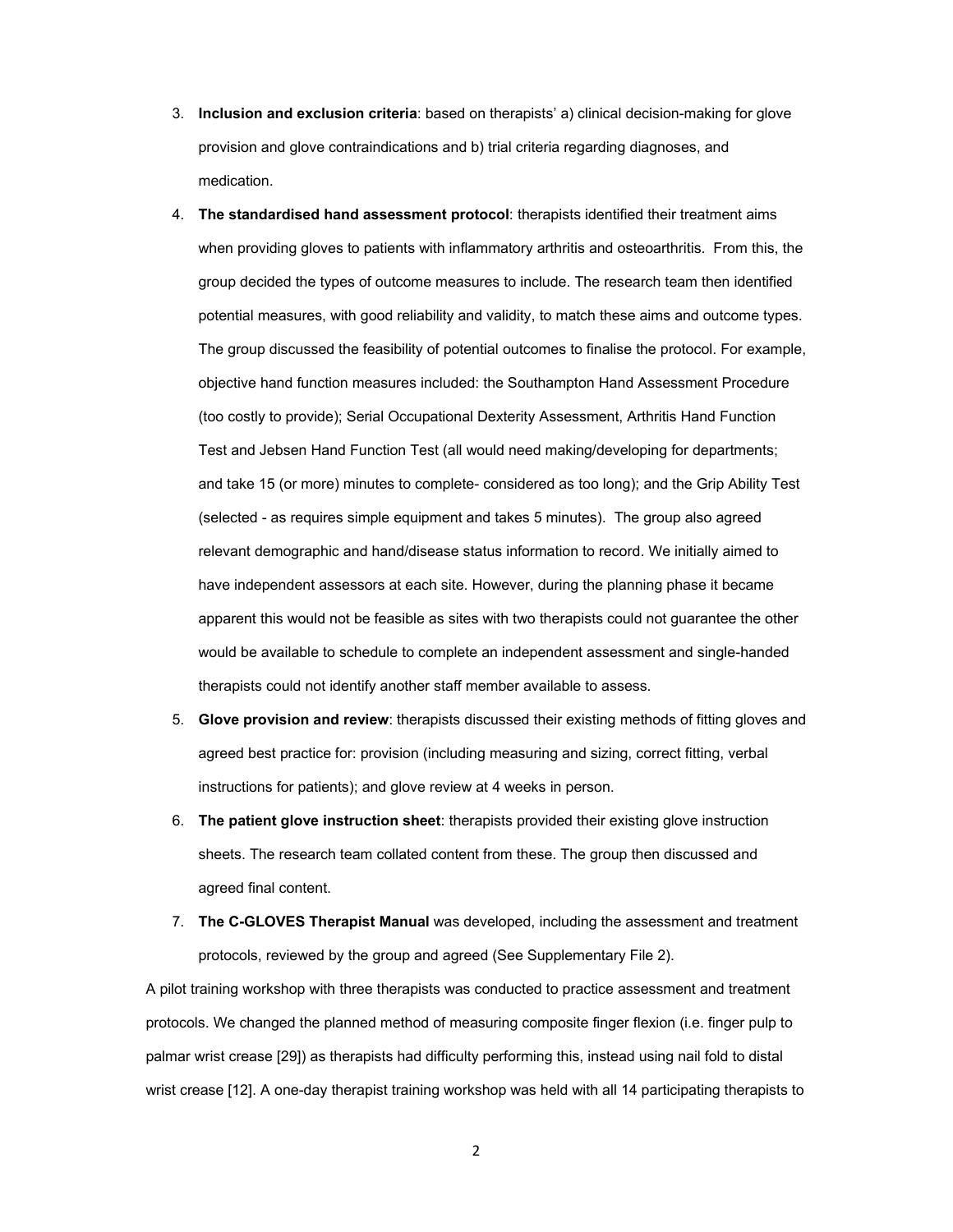3. **Inclusion and exclusion criteria**: based on therapists' a) clinical decision-making for glove provision and glove contraindications and b) trial criteria regarding diagnoses, and medication.
4. **The standardised hand assessment protocol**: therapists identified their treatment aims when providing gloves to patients with inflammatory arthritis and osteoarthritis. From this, the group decided the types of outcome measures to include. The research team then identified potential measures, with good reliability and validity, to match these aims and outcome types. The group discussed the feasibility of potential outcomes to finalise the protocol. For example, objective hand function measures included: the Southampton Hand Assessment Procedure (too costly to provide); Serial Occupational Dexterity Assessment, Arthritis Hand Function Test and Jebsen Hand Function Test (all would need making/developing for departments; and take 15 (or more) minutes to complete- considered as too long); and the Grip Ability Test (selected - as requires simple equipment and takes 5 minutes). The group also agreed relevant demographic and hand/disease status information to record. We initially aimed to have independent assessors at each site. However, during the planning phase it became apparent this would not be feasible as sites with two therapists could not guarantee the other would be available to schedule to complete an independent assessment and single-handed therapists could not identify another staff member available to assess.
5. **Glove provision and review**: therapists discussed their existing methods of fitting gloves and agreed best practice for: provision (including measuring and sizing, correct fitting, verbal instructions for patients); and glove review at 4 weeks in person.
6. **The patient glove instruction sheet**: therapists provided their existing glove instruction sheets. The research team collated content from these. The group then discussed and agreed final content.
7. **The C-GLOVES Therapist Manual** was developed, including the assessment and treatment protocols, reviewed by the group and agreed (See Supplementary File 2).

A pilot training workshop with three therapists was conducted to practice assessment and treatment protocols. We changed the planned method of measuring composite finger flexion (i.e. finger pulp to palmar wrist crease [29]) as therapists had difficulty performing this, instead using nail fold to distal wrist crease [12]. A one-day therapist training workshop was held with all 14 participating therapists to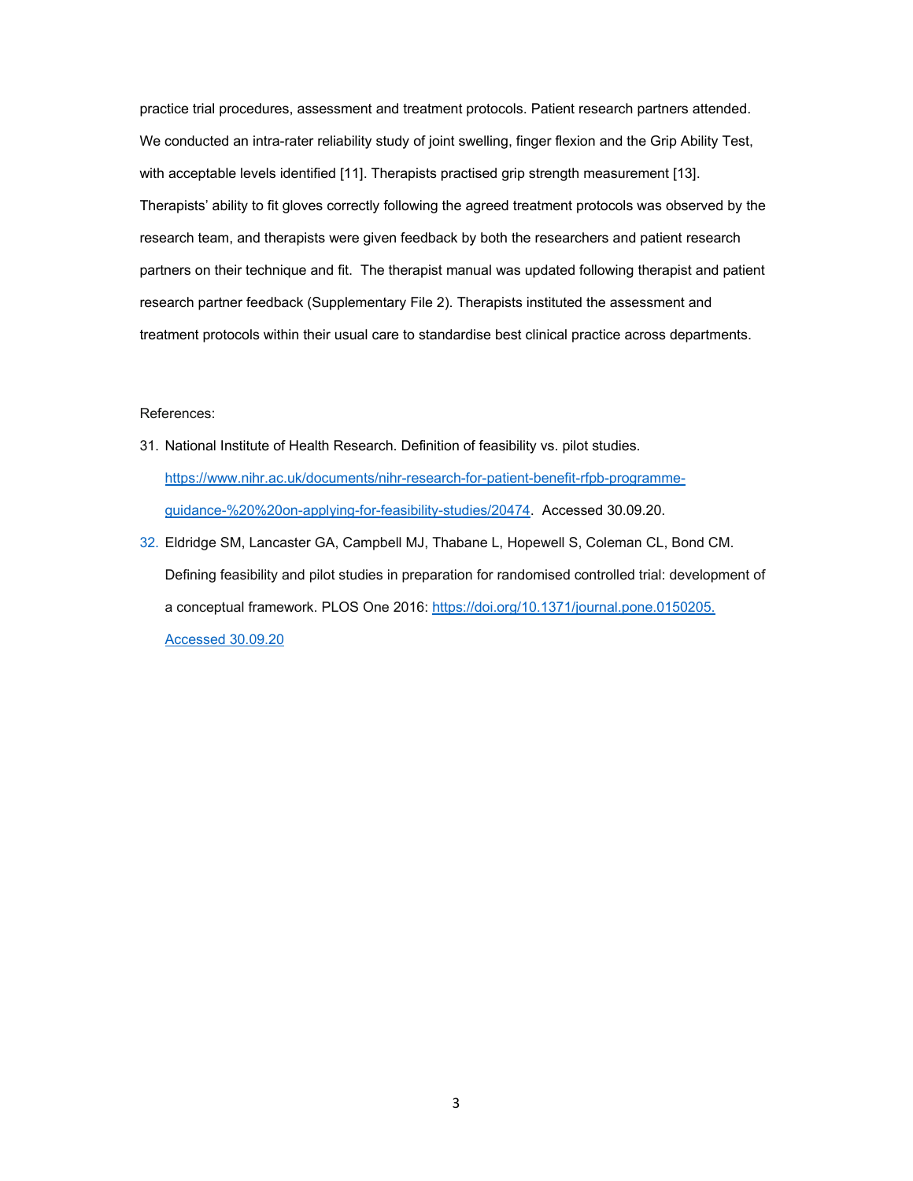practice trial procedures, assessment and treatment protocols. Patient research partners attended. We conducted an intra-rater reliability study of joint swelling, finger flexion and the Grip Ability Test, with acceptable levels identified [11]. Therapists practised grip strength measurement [13]. Therapists' ability to fit gloves correctly following the agreed treatment protocols was observed by the research team, and therapists were given feedback by both the researchers and patient research partners on their technique and fit. The therapist manual was updated following therapist and patient research partner feedback (Supplementary File 2). Therapists instituted the assessment and treatment protocols within their usual care to standardise best clinical practice across departments.

References:

31. National Institute of Health Research. Definition of feasibility vs. pilot studies. https://www.nihr.ac.uk/documents/nihr-research-for-patient-benefit-rfpb-programme-guidance-%20%20on-applying-for-feasibility-studies/20474. Accessed 30.09.20.
32. Eldridge SM, Lancaster GA, Campbell MJ, Thabane L, Hopewell S, Coleman CL, Bond CM. Defining feasibility and pilot studies in preparation for randomised controlled trial: development of a conceptual framework. PLOS One 2016: https://doi.org/10.1371/journal.pone.0150205. Accessed 30.09.20